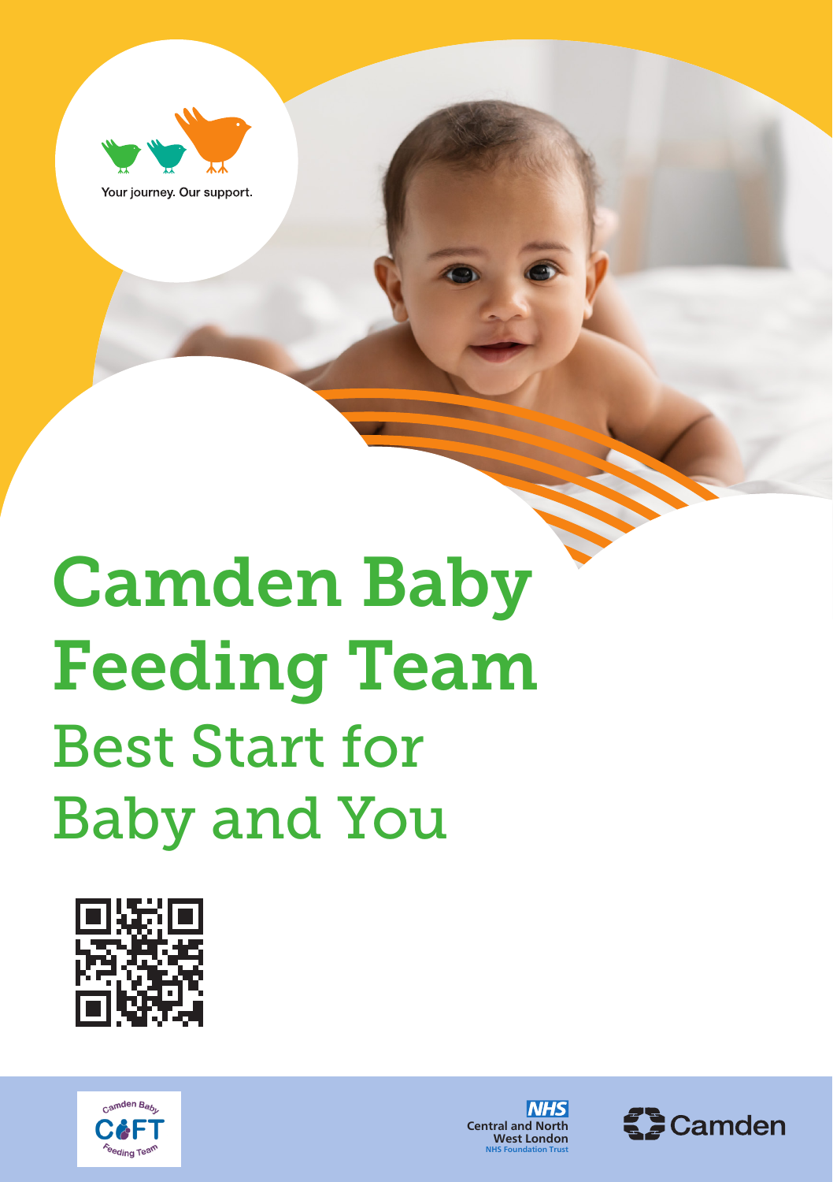Your journey. Our support.

# Camden Baby Feeding Team

## Best Start for Baby and You

Camden Baby CBFT Feeding Team

NHS Central and North West London NHS Foundation Trust

Camden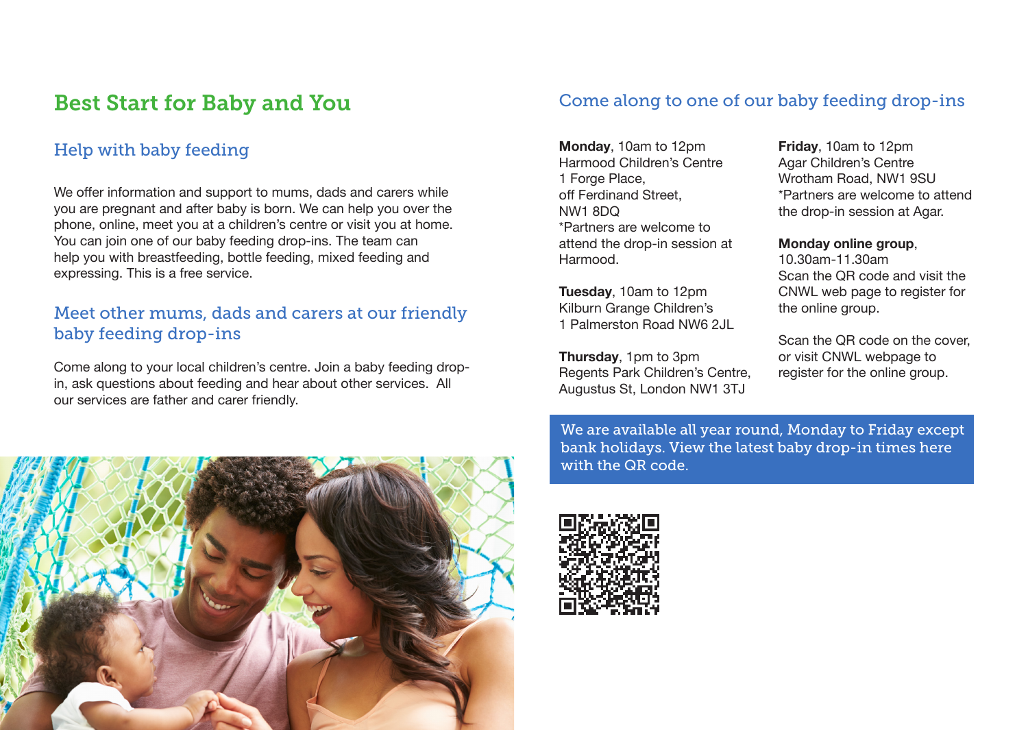# Best Start for Baby and You

## Help with baby feeding

We offer information and support to mums, dads and carers while you are pregnant and after baby is born. We can help you over the phone, online, meet you at a children's centre or visit you at home. You can join one of our baby feeding drop-ins. The team can help you with breastfeeding, bottle feeding, mixed feeding and expressing. This is a free service.

## Meet other mums, dads and carers at our friendly baby feeding drop-ins

Come along to your local children's centre. Join a baby feeding drop-in, ask questions about feeding and hear about other services. All our services are father and carer friendly.

## Come along to one of our baby feeding drop-ins

**Monday**, 10am to 12pm
Harmood Children's Centre
1 Forge Place,
off Ferdinand Street,
NW1 8DQ
*Partners are welcome to attend the drop-in session at Harmood.

**Tuesday**, 10am to 12pm
Kilburn Grange Children's
1 Palmerston Road NW6 2JL

**Thursday**, 1pm to 3pm
Regents Park Children's Centre,
Augustus St, London NW1 3TJ

**Friday**, 10am to 12pm
Agar Children's Centre
Wrotham Road, NW1 9SU
*Partners are welcome to attend the drop-in session at Agar.

**Monday online group**,
10.30am-11.30am
Scan the QR code and visit the CNWL web page to register for the online group.

Scan the QR code on the cover, or visit CNWL webpage to register for the online group.

We are available all year round, Monday to Friday except bank holidays. View the latest baby drop-in times here with the QR code.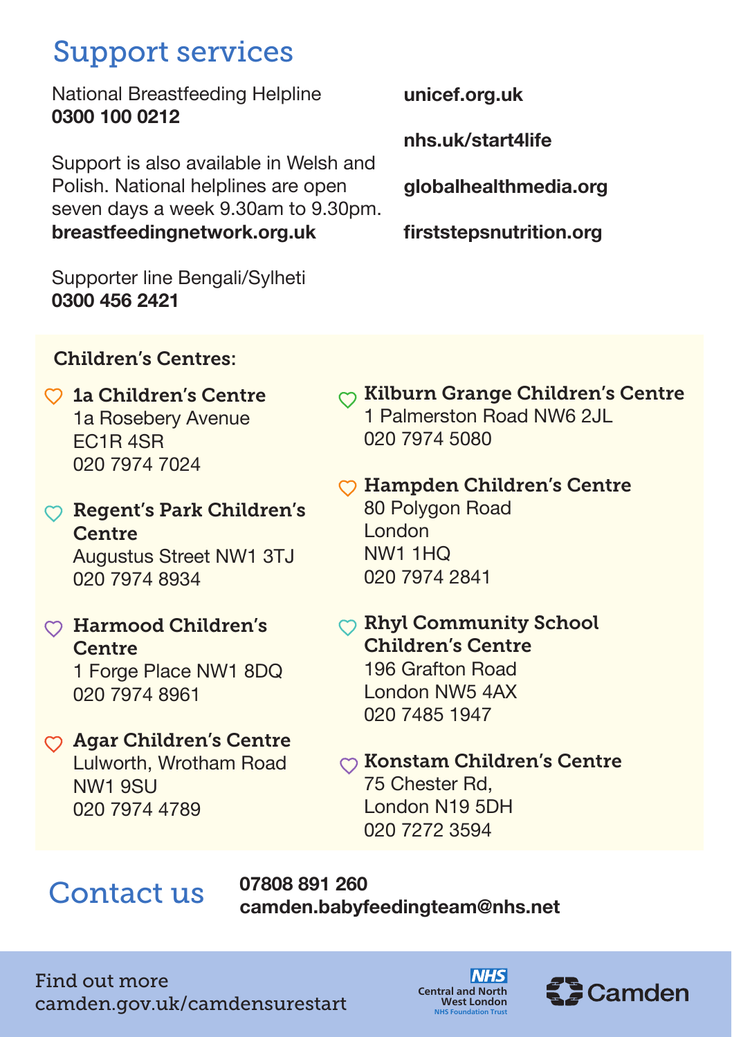## Support services

National Breastfeeding Helpline
**0300 100 0212**

Support is also available in Welsh and Polish. National helplines are open seven days a week 9.30am to 9.30pm.
**breastfeedingnetwork.org.uk**

Supporter line Bengali/Sylheti
**0300 456 2421**

**unicef.org.uk**

**nhs.uk/start4life**

**globalhealthmedia.org**

**firststepsnutrition.org**

### Children's Centres:

**1a Children's Centre**
1a Rosebery Avenue
EC1R 4SR
020 7974 7024

**Regent's Park Children's Centre**
Augustus Street NW1 3TJ
020 7974 8934

**Harmood Children's Centre**
1 Forge Place NW1 8DQ
020 7974 8961

**Agar Children's Centre**
Lulworth, Wrotham Road
NW1 9SU
020 7974 4789

**Kilburn Grange Children's Centre**
1 Palmerston Road NW6 2JL
020 7974 5080

**Hampden Children's Centre**
80 Polygon Road
London
NW1 1HQ
020 7974 2841

**Rhyl Community School Children's Centre**
196 Grafton Road
London NW5 4AX
020 7485 1947

**Konstam Children's Centre**
75 Chester Rd,
London N19 5DH
020 7272 3594

## Contact us

**07808 891 260**
**camden.babyfeedingteam@nhs.net**

Find out more
camden.gov.uk/camdensurestart

NHS Central and North West London NHS Foundation Trust

Camden